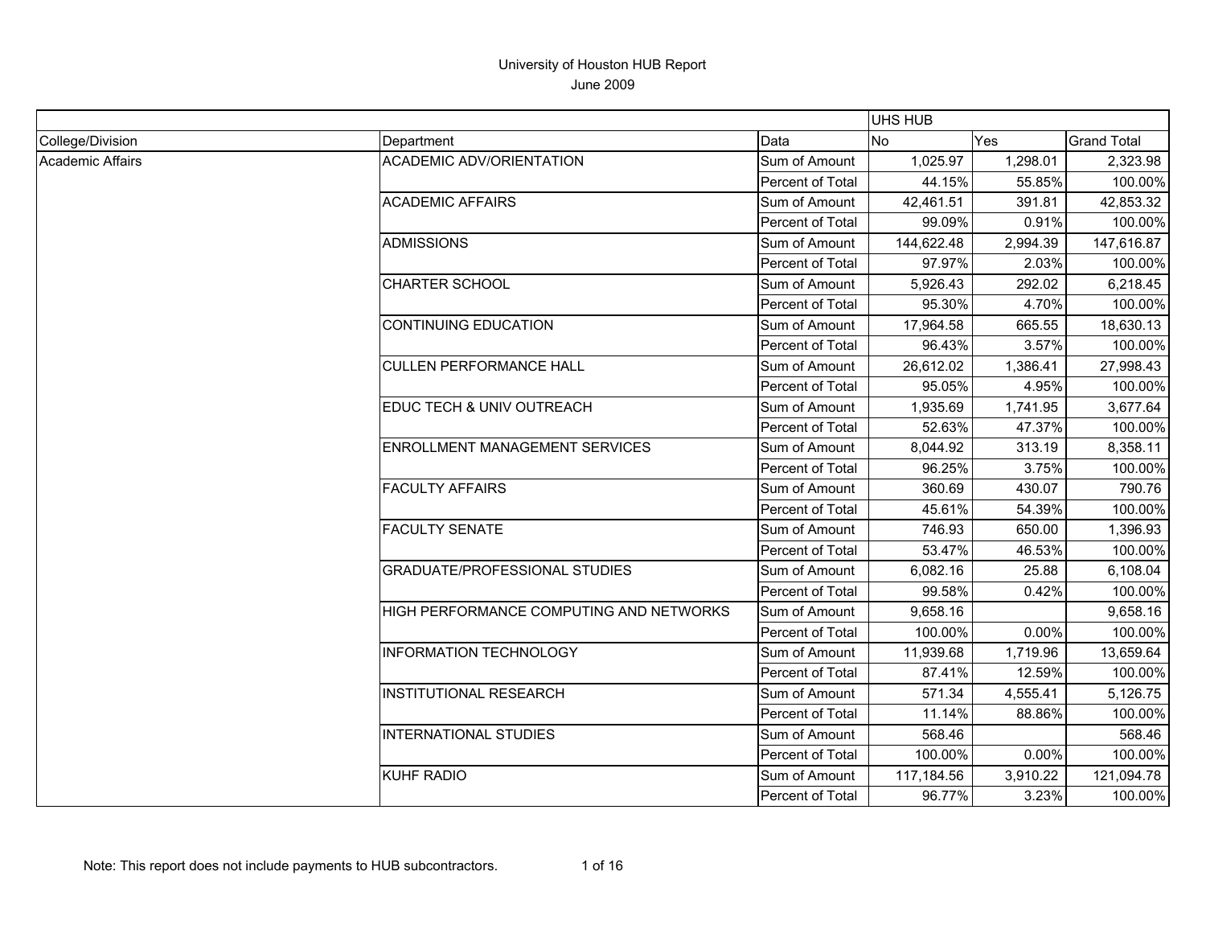# University of Houston HUB Report

June 2009

| | | | UHS HUB | | |
|---|---|---|---|---|---|
| College/Division | Department | Data | No | Yes | Grand Total |
| Academic Affairs | ACADEMIC ADV/ORIENTATION | Sum of Amount | 1,025.97 | 1,298.01 | 2,323.98 |
| | | Percent of Total | 44.15% | 55.85% | 100.00% |
| | ACADEMIC AFFAIRS | Sum of Amount | 42,461.51 | 391.81 | 42,853.32 |
| | | Percent of Total | 99.09% | 0.91% | 100.00% |
| | ADMISSIONS | Sum of Amount | 144,622.48 | 2,994.39 | 147,616.87 |
| | | Percent of Total | 97.97% | 2.03% | 100.00% |
| | CHARTER SCHOOL | Sum of Amount | 5,926.43 | 292.02 | 6,218.45 |
| | | Percent of Total | 95.30% | 4.70% | 100.00% |
| | CONTINUING EDUCATION | Sum of Amount | 17,964.58 | 665.55 | 18,630.13 |
| | | Percent of Total | 96.43% | 3.57% | 100.00% |
| | CULLEN PERFORMANCE HALL | Sum of Amount | 26,612.02 | 1,386.41 | 27,998.43 |
| | | Percent of Total | 95.05% | 4.95% | 100.00% |
| | EDUC TECH & UNIV OUTREACH | Sum of Amount | 1,935.69 | 1,741.95 | 3,677.64 |
| | | Percent of Total | 52.63% | 47.37% | 100.00% |
| | ENROLLMENT MANAGEMENT SERVICES | Sum of Amount | 8,044.92 | 313.19 | 8,358.11 |
| | | Percent of Total | 96.25% | 3.75% | 100.00% |
| | FACULTY AFFAIRS | Sum of Amount | 360.69 | 430.07 | 790.76 |
| | | Percent of Total | 45.61% | 54.39% | 100.00% |
| | FACULTY SENATE | Sum of Amount | 746.93 | 650.00 | 1,396.93 |
| | | Percent of Total | 53.47% | 46.53% | 100.00% |
| | GRADUATE/PROFESSIONAL STUDIES | Sum of Amount | 6,082.16 | 25.88 | 6,108.04 |
| | | Percent of Total | 99.58% | 0.42% | 100.00% |
| | HIGH PERFORMANCE COMPUTING AND NETWORKS | Sum of Amount | 9,658.16 | | 9,658.16 |
| | | Percent of Total | 100.00% | 0.00% | 100.00% |
| | INFORMATION TECHNOLOGY | Sum of Amount | 11,939.68 | 1,719.96 | 13,659.64 |
| | | Percent of Total | 87.41% | 12.59% | 100.00% |
| | INSTITUTIONAL RESEARCH | Sum of Amount | 571.34 | 4,555.41 | 5,126.75 |
| | | Percent of Total | 11.14% | 88.86% | 100.00% |
| | INTERNATIONAL STUDIES | Sum of Amount | 568.46 | | 568.46 |
| | | Percent of Total | 100.00% | 0.00% | 100.00% |
| | KUHF RADIO | Sum of Amount | 117,184.56 | 3,910.22 | 121,094.78 |
| | | Percent of Total | 96.77% | 3.23% | 100.00% |

Note: This report does not include payments to HUB subcontractors.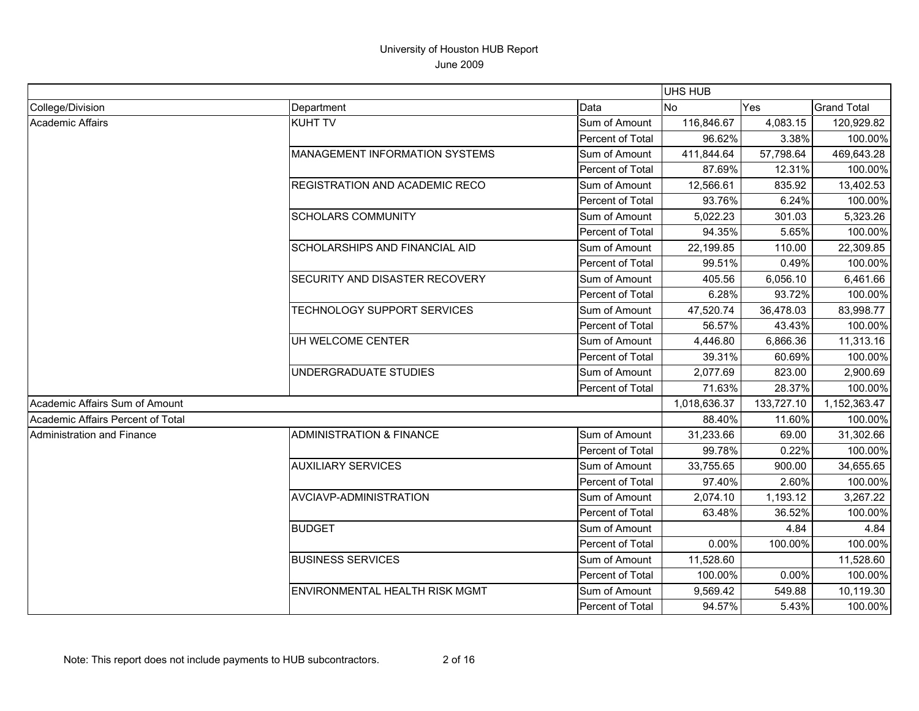# University of Houston HUB Report

June 2009

| | | | UHS HUB | | |
|---|---|---|---|---|---|
| College/Division | Department | Data | No | Yes | Grand Total |
| Academic Affairs | KUHT TV | Sum of Amount | 116,846.67 | 4,083.15 | 120,929.82 |
| | | Percent of Total | 96.62% | 3.38% | 100.00% |
| | MANAGEMENT INFORMATION SYSTEMS | Sum of Amount | 411,844.64 | 57,798.64 | 469,643.28 |
| | | Percent of Total | 87.69% | 12.31% | 100.00% |
| | REGISTRATION AND ACADEMIC RECO | Sum of Amount | 12,566.61 | 835.92 | 13,402.53 |
| | | Percent of Total | 93.76% | 6.24% | 100.00% |
| | SCHOLARS COMMUNITY | Sum of Amount | 5,022.23 | 301.03 | 5,323.26 |
| | | Percent of Total | 94.35% | 5.65% | 100.00% |
| | SCHOLARSHIPS AND FINANCIAL AID | Sum of Amount | 22,199.85 | 110.00 | 22,309.85 |
| | | Percent of Total | 99.51% | 0.49% | 100.00% |
| | SECURITY AND DISASTER RECOVERY | Sum of Amount | 405.56 | 6,056.10 | 6,461.66 |
| | | Percent of Total | 6.28% | 93.72% | 100.00% |
| | TECHNOLOGY SUPPORT SERVICES | Sum of Amount | 47,520.74 | 36,478.03 | 83,998.77 |
| | | Percent of Total | 56.57% | 43.43% | 100.00% |
| | UH WELCOME CENTER | Sum of Amount | 4,446.80 | 6,866.36 | 11,313.16 |
| | | Percent of Total | 39.31% | 60.69% | 100.00% |
| | UNDERGRADUATE STUDIES | Sum of Amount | 2,077.69 | 823.00 | 2,900.69 |
| | | Percent of Total | 71.63% | 28.37% | 100.00% |
| Academic Affairs Sum of Amount | | | 1,018,636.37 | 133,727.10 | 1,152,363.47 |
| Academic Affairs Percent of Total | | | 88.40% | 11.60% | 100.00% |
| Administration and Finance | ADMINISTRATION & FINANCE | Sum of Amount | 31,233.66 | 69.00 | 31,302.66 |
| | | Percent of Total | 99.78% | 0.22% | 100.00% |
| | AUXILIARY SERVICES | Sum of Amount | 33,755.65 | 900.00 | 34,655.65 |
| | | Percent of Total | 97.40% | 2.60% | 100.00% |
| | AVCIAVP-ADMINISTRATION | Sum of Amount | 2,074.10 | 1,193.12 | 3,267.22 |
| | | Percent of Total | 63.48% | 36.52% | 100.00% |
| | BUDGET | Sum of Amount | | 4.84 | 4.84 |
| | | Percent of Total | 0.00% | 100.00% | 100.00% |
| | BUSINESS SERVICES | Sum of Amount | 11,528.60 | | 11,528.60 |
| | | Percent of Total | 100.00% | 0.00% | 100.00% |
| | ENVIRONMENTAL HEALTH RISK MGMT | Sum of Amount | 9,569.42 | 549.88 | 10,119.30 |
| | | Percent of Total | 94.57% | 5.43% | 100.00% |

Note: This report does not include payments to HUB subcontractors.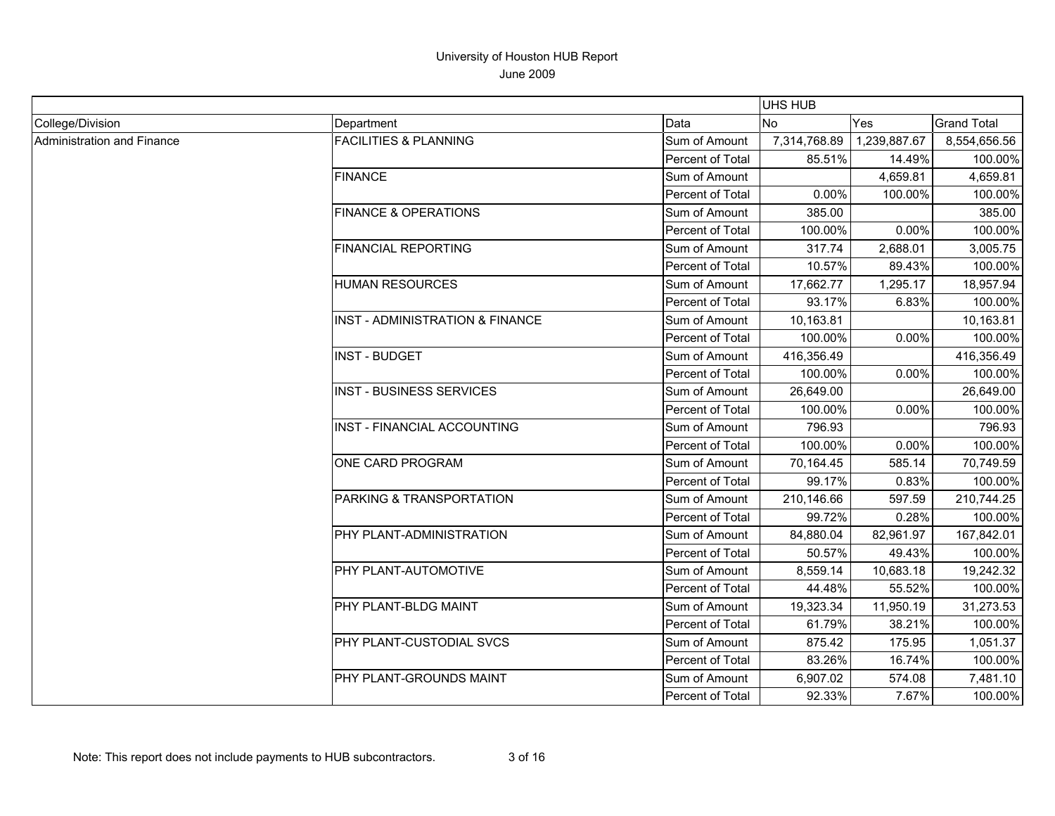# University of Houston HUB Report

June 2009

| | | | UHS HUB | | |
|---|---|---|---|---|---|
| College/Division | Department | Data | No | Yes | Grand Total |
| Administration and Finance | FACILITIES & PLANNING | Sum of Amount | 7,314,768.89 | 1,239,887.67 | 8,554,656.56 |
| | | Percent of Total | 85.51% | 14.49% | 100.00% |
| | FINANCE | Sum of Amount | | 4,659.81 | 4,659.81 |
| | | Percent of Total | 0.00% | 100.00% | 100.00% |
| | FINANCE & OPERATIONS | Sum of Amount | 385.00 | | 385.00 |
| | | Percent of Total | 100.00% | 0.00% | 100.00% |
| | FINANCIAL REPORTING | Sum of Amount | 317.74 | 2,688.01 | 3,005.75 |
| | | Percent of Total | 10.57% | 89.43% | 100.00% |
| | HUMAN RESOURCES | Sum of Amount | 17,662.77 | 1,295.17 | 18,957.94 |
| | | Percent of Total | 93.17% | 6.83% | 100.00% |
| | INST - ADMINISTRATION & FINANCE | Sum of Amount | 10,163.81 | | 10,163.81 |
| | | Percent of Total | 100.00% | 0.00% | 100.00% |
| | INST - BUDGET | Sum of Amount | 416,356.49 | | 416,356.49 |
| | | Percent of Total | 100.00% | 0.00% | 100.00% |
| | INST - BUSINESS SERVICES | Sum of Amount | 26,649.00 | | 26,649.00 |
| | | Percent of Total | 100.00% | 0.00% | 100.00% |
| | INST - FINANCIAL ACCOUNTING | Sum of Amount | 796.93 | | 796.93 |
| | | Percent of Total | 100.00% | 0.00% | 100.00% |
| | ONE CARD PROGRAM | Sum of Amount | 70,164.45 | 585.14 | 70,749.59 |
| | | Percent of Total | 99.17% | 0.83% | 100.00% |
| | PARKING & TRANSPORTATION | Sum of Amount | 210,146.66 | 597.59 | 210,744.25 |
| | | Percent of Total | 99.72% | 0.28% | 100.00% |
| | PHY PLANT-ADMINISTRATION | Sum of Amount | 84,880.04 | 82,961.97 | 167,842.01 |
| | | Percent of Total | 50.57% | 49.43% | 100.00% |
| | PHY PLANT-AUTOMOTIVE | Sum of Amount | 8,559.14 | 10,683.18 | 19,242.32 |
| | | Percent of Total | 44.48% | 55.52% | 100.00% |
| | PHY PLANT-BLDG MAINT | Sum of Amount | 19,323.34 | 11,950.19 | 31,273.53 |
| | | Percent of Total | 61.79% | 38.21% | 100.00% |
| | PHY PLANT-CUSTODIAL SVCS | Sum of Amount | 875.42 | 175.95 | 1,051.37 |
| | | Percent of Total | 83.26% | 16.74% | 100.00% |
| | PHY PLANT-GROUNDS MAINT | Sum of Amount | 6,907.02 | 574.08 | 7,481.10 |
| | | Percent of Total | 92.33% | 7.67% | 100.00% |

Note: This report does not include payments to HUB subcontractors.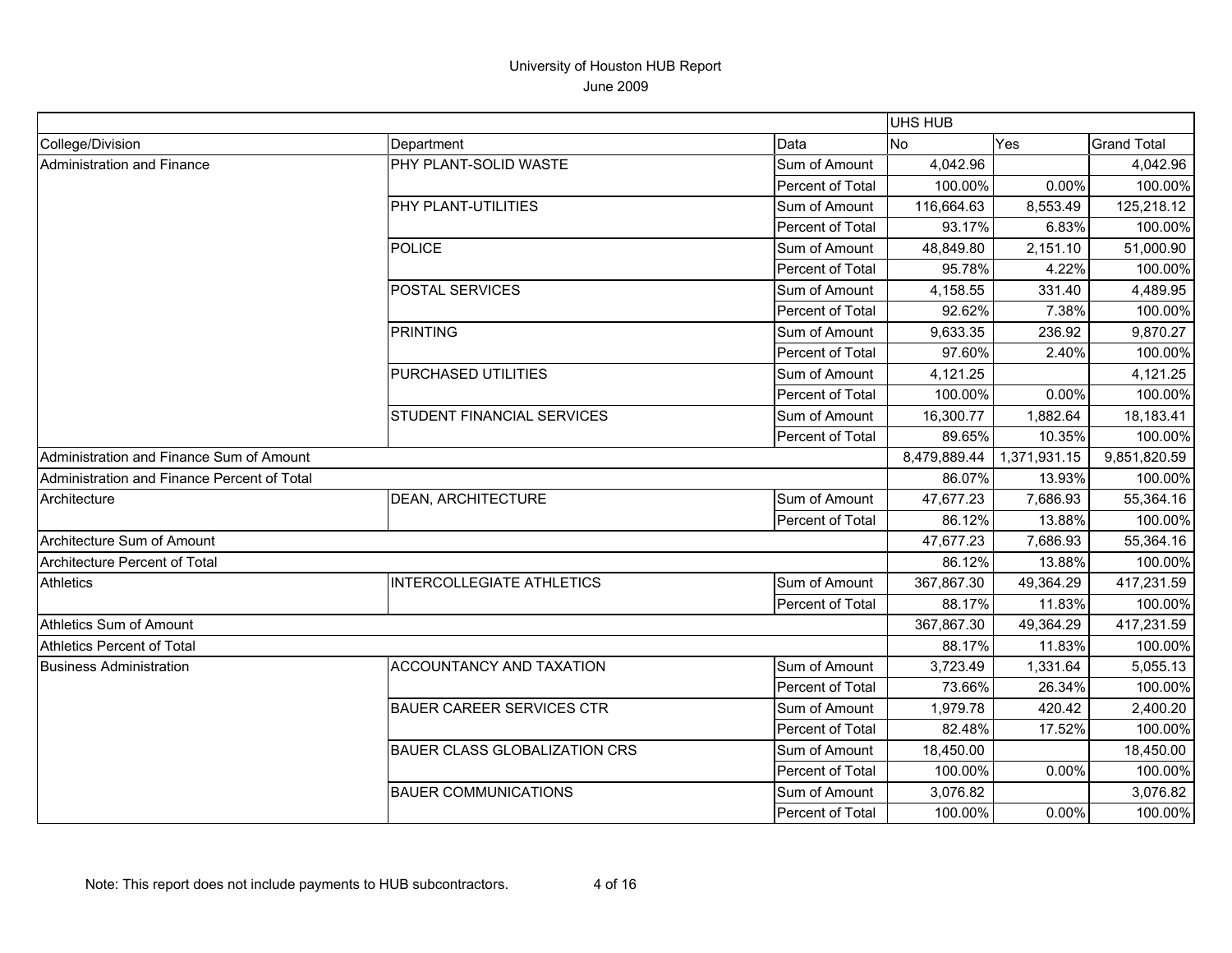# University of Houston HUB Report

June 2009

| | | | UHS HUB | | |
|---|---|---|---|---|---|
| College/Division | Department | Data | No | Yes | Grand Total |
| Administration and Finance | PHY PLANT-SOLID WASTE | Sum of Amount | 4,042.96 | | 4,042.96 |
| | | Percent of Total | 100.00% | 0.00% | 100.00% |
| | PHY PLANT-UTILITIES | Sum of Amount | 116,664.63 | 8,553.49 | 125,218.12 |
| | | Percent of Total | 93.17% | 6.83% | 100.00% |
| | POLICE | Sum of Amount | 48,849.80 | 2,151.10 | 51,000.90 |
| | | Percent of Total | 95.78% | 4.22% | 100.00% |
| | POSTAL SERVICES | Sum of Amount | 4,158.55 | 331.40 | 4,489.95 |
| | | Percent of Total | 92.62% | 7.38% | 100.00% |
| | PRINTING | Sum of Amount | 9,633.35 | 236.92 | 9,870.27 |
| | | Percent of Total | 97.60% | 2.40% | 100.00% |
| | PURCHASED UTILITIES | Sum of Amount | 4,121.25 | | 4,121.25 |
| | | Percent of Total | 100.00% | 0.00% | 100.00% |
| | STUDENT FINANCIAL SERVICES | Sum of Amount | 16,300.77 | 1,882.64 | 18,183.41 |
| | | Percent of Total | 89.65% | 10.35% | 100.00% |
| Administration and Finance Sum of Amount | | | 8,479,889.44 | 1,371,931.15 | 9,851,820.59 |
| Administration and Finance Percent of Total | | | 86.07% | 13.93% | 100.00% |
| Architecture | DEAN, ARCHITECTURE | Sum of Amount | 47,677.23 | 7,686.93 | 55,364.16 |
| | | Percent of Total | 86.12% | 13.88% | 100.00% |
| Architecture Sum of Amount | | | 47,677.23 | 7,686.93 | 55,364.16 |
| Architecture Percent of Total | | | 86.12% | 13.88% | 100.00% |
| Athletics | INTERCOLLEGIATE ATHLETICS | Sum of Amount | 367,867.30 | 49,364.29 | 417,231.59 |
| | | Percent of Total | 88.17% | 11.83% | 100.00% |
| Athletics Sum of Amount | | | 367,867.30 | 49,364.29 | 417,231.59 |
| Athletics Percent of Total | | | 88.17% | 11.83% | 100.00% |
| Business Administration | ACCOUNTANCY AND TAXATION | Sum of Amount | 3,723.49 | 1,331.64 | 5,055.13 |
| | | Percent of Total | 73.66% | 26.34% | 100.00% |
| | BAUER CAREER SERVICES CTR | Sum of Amount | 1,979.78 | 420.42 | 2,400.20 |
| | | Percent of Total | 82.48% | 17.52% | 100.00% |
| | BAUER CLASS GLOBALIZATION CRS | Sum of Amount | 18,450.00 | | 18,450.00 |
| | | Percent of Total | 100.00% | 0.00% | 100.00% |
| | BAUER COMMUNICATIONS | Sum of Amount | 3,076.82 | | 3,076.82 |
| | | Percent of Total | 100.00% | 0.00% | 100.00% |

Note: This report does not include payments to HUB subcontractors.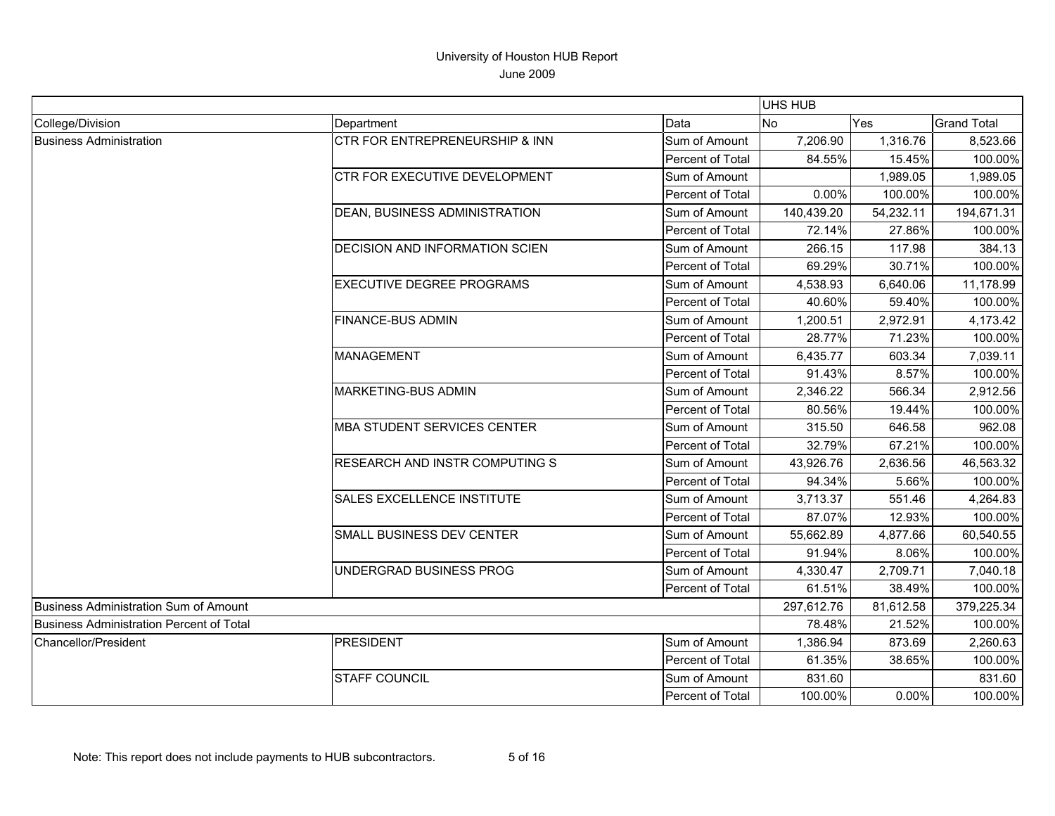# University of Houston HUB Report

June 2009

| | | | UHS HUB | | |
|---|---|---|---|---|---|
| College/Division | Department | Data | No | Yes | Grand Total |
| Business Administration | CTR FOR ENTREPRENEURSHIP & INN | Sum of Amount | 7,206.90 | 1,316.76 | 8,523.66 |
| | | Percent of Total | 84.55% | 15.45% | 100.00% |
| | CTR FOR EXECUTIVE DEVELOPMENT | Sum of Amount | | 1,989.05 | 1,989.05 |
| | | Percent of Total | 0.00% | 100.00% | 100.00% |
| | DEAN, BUSINESS ADMINISTRATION | Sum of Amount | 140,439.20 | 54,232.11 | 194,671.31 |
| | | Percent of Total | 72.14% | 27.86% | 100.00% |
| | DECISION AND INFORMATION SCIEN | Sum of Amount | 266.15 | 117.98 | 384.13 |
| | | Percent of Total | 69.29% | 30.71% | 100.00% |
| | EXECUTIVE DEGREE PROGRAMS | Sum of Amount | 4,538.93 | 6,640.06 | 11,178.99 |
| | | Percent of Total | 40.60% | 59.40% | 100.00% |
| | FINANCE-BUS ADMIN | Sum of Amount | 1,200.51 | 2,972.91 | 4,173.42 |
| | | Percent of Total | 28.77% | 71.23% | 100.00% |
| | MANAGEMENT | Sum of Amount | 6,435.77 | 603.34 | 7,039.11 |
| | | Percent of Total | 91.43% | 8.57% | 100.00% |
| | MARKETING-BUS ADMIN | Sum of Amount | 2,346.22 | 566.34 | 2,912.56 |
| | | Percent of Total | 80.56% | 19.44% | 100.00% |
| | MBA STUDENT SERVICES CENTER | Sum of Amount | 315.50 | 646.58 | 962.08 |
| | | Percent of Total | 32.79% | 67.21% | 100.00% |
| | RESEARCH AND INSTR COMPUTING S | Sum of Amount | 43,926.76 | 2,636.56 | 46,563.32 |
| | | Percent of Total | 94.34% | 5.66% | 100.00% |
| | SALES EXCELLENCE INSTITUTE | Sum of Amount | 3,713.37 | 551.46 | 4,264.83 |
| | | Percent of Total | 87.07% | 12.93% | 100.00% |
| | SMALL BUSINESS DEV CENTER | Sum of Amount | 55,662.89 | 4,877.66 | 60,540.55 |
| | | Percent of Total | 91.94% | 8.06% | 100.00% |
| | UNDERGRAD BUSINESS PROG | Sum of Amount | 4,330.47 | 2,709.71 | 7,040.18 |
| | | Percent of Total | 61.51% | 38.49% | 100.00% |
| Business Administration Sum of Amount | | | 297,612.76 | 81,612.58 | 379,225.34 |
| Business Administration Percent of Total | | | 78.48% | 21.52% | 100.00% |
| Chancellor/President | PRESIDENT | Sum of Amount | 1,386.94 | 873.69 | 2,260.63 |
| | | Percent of Total | 61.35% | 38.65% | 100.00% |
| | STAFF COUNCIL | Sum of Amount | 831.60 | | 831.60 |
| | | Percent of Total | 100.00% | 0.00% | 100.00% |

Note: This report does not include payments to HUB subcontractors.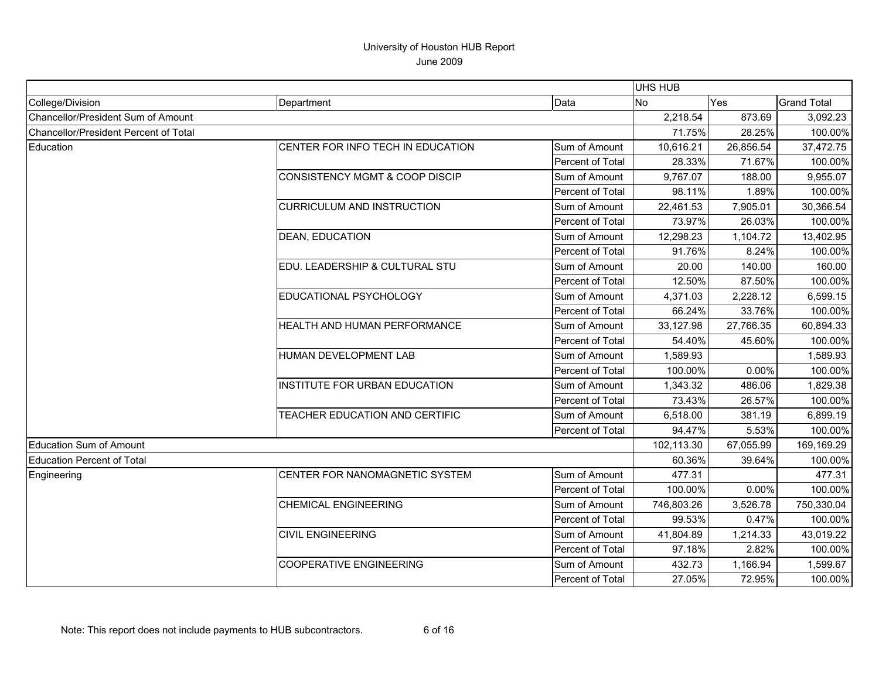# University of Houston HUB Report

June 2009

| | | | UHS HUB | | |
|---|---|---|---|---|---|
| College/Division | Department | Data | No | Yes | Grand Total |
| Chancellor/President Sum of Amount | | | 2,218.54 | 873.69 | 3,092.23 |
| Chancellor/President Percent of Total | | | 71.75% | 28.25% | 100.00% |
| Education | CENTER FOR INFO TECH IN EDUCATION | Sum of Amount | 10,616.21 | 26,856.54 | 37,472.75 |
| | | Percent of Total | 28.33% | 71.67% | 100.00% |
| | CONSISTENCY MGMT & COOP DISCIP | Sum of Amount | 9,767.07 | 188.00 | 9,955.07 |
| | | Percent of Total | 98.11% | 1.89% | 100.00% |
| | CURRICULUM AND INSTRUCTION | Sum of Amount | 22,461.53 | 7,905.01 | 30,366.54 |
| | | Percent of Total | 73.97% | 26.03% | 100.00% |
| | DEAN, EDUCATION | Sum of Amount | 12,298.23 | 1,104.72 | 13,402.95 |
| | | Percent of Total | 91.76% | 8.24% | 100.00% |
| | EDU. LEADERSHIP & CULTURAL STU | Sum of Amount | 20.00 | 140.00 | 160.00 |
| | | Percent of Total | 12.50% | 87.50% | 100.00% |
| | EDUCATIONAL PSYCHOLOGY | Sum of Amount | 4,371.03 | 2,228.12 | 6,599.15 |
| | | Percent of Total | 66.24% | 33.76% | 100.00% |
| | HEALTH AND HUMAN PERFORMANCE | Sum of Amount | 33,127.98 | 27,766.35 | 60,894.33 |
| | | Percent of Total | 54.40% | 45.60% | 100.00% |
| | HUMAN DEVELOPMENT LAB | Sum of Amount | 1,589.93 | | 1,589.93 |
| | | Percent of Total | 100.00% | 0.00% | 100.00% |
| | INSTITUTE FOR URBAN EDUCATION | Sum of Amount | 1,343.32 | 486.06 | 1,829.38 |
| | | Percent of Total | 73.43% | 26.57% | 100.00% |
| | TEACHER EDUCATION AND CERTIFIC | Sum of Amount | 6,518.00 | 381.19 | 6,899.19 |
| | | Percent of Total | 94.47% | 5.53% | 100.00% |
| Education Sum of Amount | | | 102,113.30 | 67,055.99 | 169,169.29 |
| Education Percent of Total | | | 60.36% | 39.64% | 100.00% |
| Engineering | CENTER FOR NANOMAGNETIC SYSTEM | Sum of Amount | 477.31 | | 477.31 |
| | | Percent of Total | 100.00% | 0.00% | 100.00% |
| | CHEMICAL ENGINEERING | Sum of Amount | 746,803.26 | 3,526.78 | 750,330.04 |
| | | Percent of Total | 99.53% | 0.47% | 100.00% |
| | CIVIL ENGINEERING | Sum of Amount | 41,804.89 | 1,214.33 | 43,019.22 |
| | | Percent of Total | 97.18% | 2.82% | 100.00% |
| | COOPERATIVE ENGINEERING | Sum of Amount | 432.73 | 1,166.94 | 1,599.67 |
| | | Percent of Total | 27.05% | 72.95% | 100.00% |

Note: This report does not include payments to HUB subcontractors.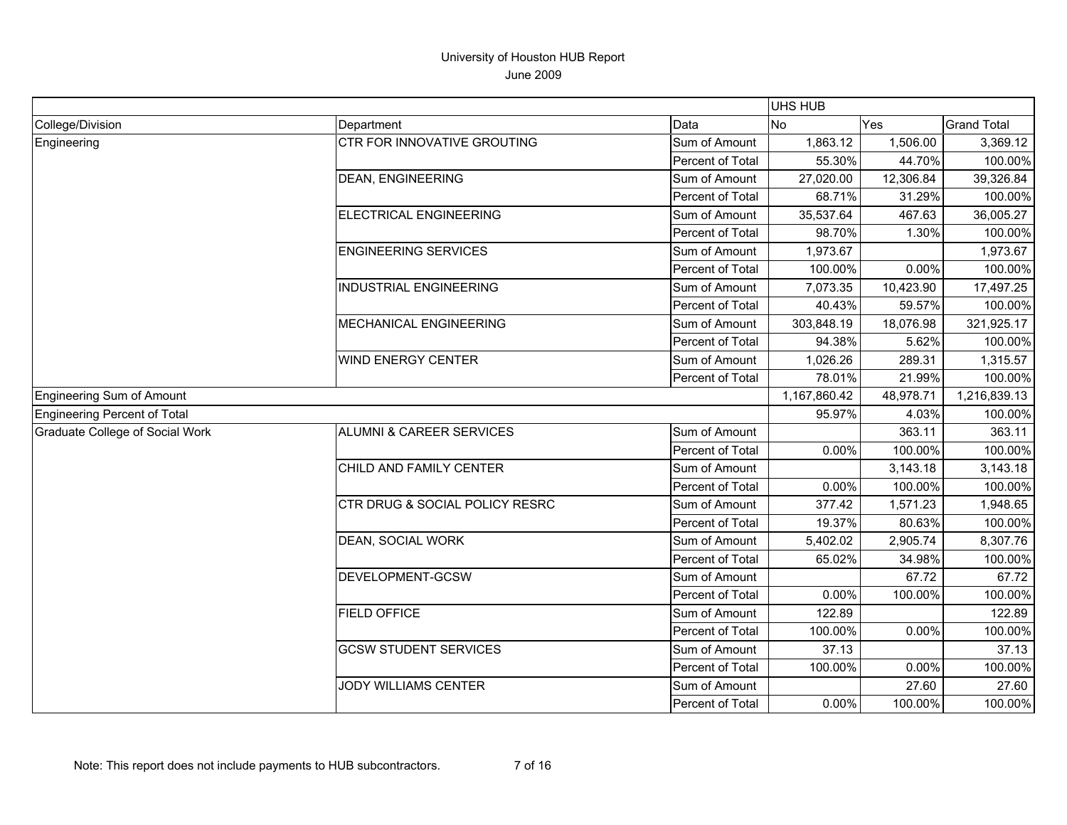# University of Houston HUB Report

June 2009

| | | | UHS HUB | | |
|---|---|---|---|---|---|
| College/Division | Department | Data | No | Yes | Grand Total |
| Engineering | CTR FOR INNOVATIVE GROUTING | Sum of Amount | 1,863.12 | 1,506.00 | 3,369.12 |
| | | Percent of Total | 55.30% | 44.70% | 100.00% |
| | DEAN, ENGINEERING | Sum of Amount | 27,020.00 | 12,306.84 | 39,326.84 |
| | | Percent of Total | 68.71% | 31.29% | 100.00% |
| | ELECTRICAL ENGINEERING | Sum of Amount | 35,537.64 | 467.63 | 36,005.27 |
| | | Percent of Total | 98.70% | 1.30% | 100.00% |
| | ENGINEERING SERVICES | Sum of Amount | 1,973.67 | | 1,973.67 |
| | | Percent of Total | 100.00% | 0.00% | 100.00% |
| | INDUSTRIAL ENGINEERING | Sum of Amount | 7,073.35 | 10,423.90 | 17,497.25 |
| | | Percent of Total | 40.43% | 59.57% | 100.00% |
| | MECHANICAL ENGINEERING | Sum of Amount | 303,848.19 | 18,076.98 | 321,925.17 |
| | | Percent of Total | 94.38% | 5.62% | 100.00% |
| | WIND ENERGY CENTER | Sum of Amount | 1,026.26 | 289.31 | 1,315.57 |
| | | Percent of Total | 78.01% | 21.99% | 100.00% |
| Engineering Sum of Amount | | | 1,167,860.42 | 48,978.71 | 1,216,839.13 |
| Engineering Percent of Total | | | 95.97% | 4.03% | 100.00% |
| Graduate College of Social Work | ALUMNI & CAREER SERVICES | Sum of Amount | | 363.11 | 363.11 |
| | | Percent of Total | 0.00% | 100.00% | 100.00% |
| | CHILD AND FAMILY CENTER | Sum of Amount | | 3,143.18 | 3,143.18 |
| | | Percent of Total | 0.00% | 100.00% | 100.00% |
| | CTR DRUG & SOCIAL POLICY RESRC | Sum of Amount | 377.42 | 1,571.23 | 1,948.65 |
| | | Percent of Total | 19.37% | 80.63% | 100.00% |
| | DEAN, SOCIAL WORK | Sum of Amount | 5,402.02 | 2,905.74 | 8,307.76 |
| | | Percent of Total | 65.02% | 34.98% | 100.00% |
| | DEVELOPMENT-GCSW | Sum of Amount | | 67.72 | 67.72 |
| | | Percent of Total | 0.00% | 100.00% | 100.00% |
| | FIELD OFFICE | Sum of Amount | 122.89 | | 122.89 |
| | | Percent of Total | 100.00% | 0.00% | 100.00% |
| | GCSW STUDENT SERVICES | Sum of Amount | 37.13 | | 37.13 |
| | | Percent of Total | 100.00% | 0.00% | 100.00% |
| | JODY WILLIAMS CENTER | Sum of Amount | | 27.60 | 27.60 |
| | | Percent of Total | 0.00% | 100.00% | 100.00% |

Note: This report does not include payments to HUB subcontractors.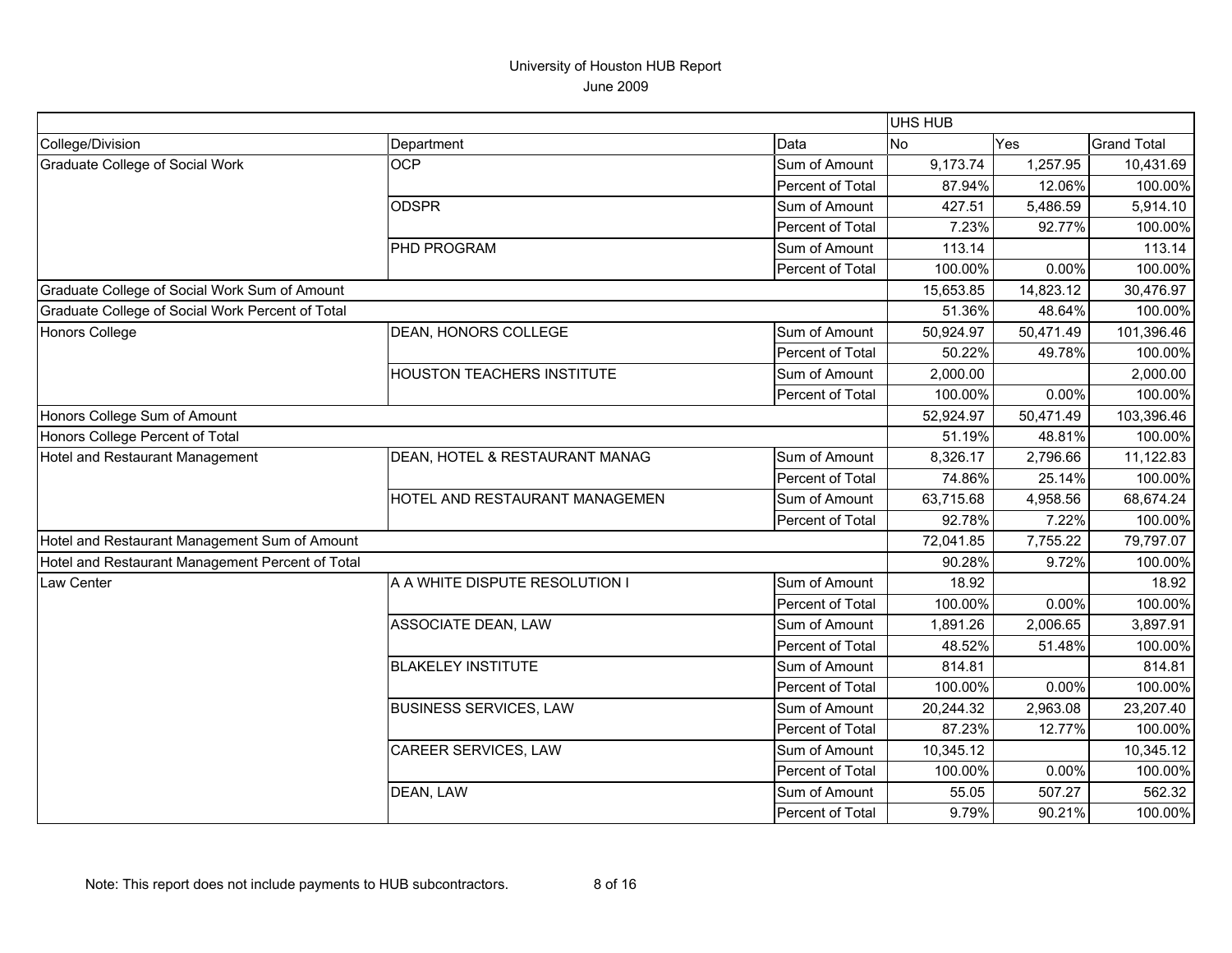University of Houston HUB Report
June 2009

| | | | UHS HUB | | |
|---|---|---|---|---|---|
| College/Division | Department | Data | No | Yes | Grand Total |
| Graduate College of Social Work | OCP | Sum of Amount | 9,173.74 | 1,257.95 | 10,431.69 |
| | | Percent of Total | 87.94% | 12.06% | 100.00% |
| | ODSPR | Sum of Amount | 427.51 | 5,486.59 | 5,914.10 |
| | | Percent of Total | 7.23% | 92.77% | 100.00% |
| | PHD PROGRAM | Sum of Amount | 113.14 | | 113.14 |
| | | Percent of Total | 100.00% | 0.00% | 100.00% |
| Graduate College of Social Work Sum of Amount | | | 15,653.85 | 14,823.12 | 30,476.97 |
| Graduate College of Social Work Percent of Total | | | 51.36% | 48.64% | 100.00% |
| Honors College | DEAN, HONORS COLLEGE | Sum of Amount | 50,924.97 | 50,471.49 | 101,396.46 |
| | | Percent of Total | 50.22% | 49.78% | 100.00% |
| | HOUSTON TEACHERS INSTITUTE | Sum of Amount | 2,000.00 | | 2,000.00 |
| | | Percent of Total | 100.00% | 0.00% | 100.00% |
| Honors College Sum of Amount | | | 52,924.97 | 50,471.49 | 103,396.46 |
| Honors College Percent of Total | | | 51.19% | 48.81% | 100.00% |
| Hotel and Restaurant Management | DEAN, HOTEL & RESTAURANT MANAG | Sum of Amount | 8,326.17 | 2,796.66 | 11,122.83 |
| | | Percent of Total | 74.86% | 25.14% | 100.00% |
| | HOTEL AND RESTAURANT MANAGEMEN | Sum of Amount | 63,715.68 | 4,958.56 | 68,674.24 |
| | | Percent of Total | 92.78% | 7.22% | 100.00% |
| Hotel and Restaurant Management Sum of Amount | | | 72,041.85 | 7,755.22 | 79,797.07 |
| Hotel and Restaurant Management Percent of Total | | | 90.28% | 9.72% | 100.00% |
| Law Center | A A WHITE DISPUTE RESOLUTION I | Sum of Amount | 18.92 | | 18.92 |
| | | Percent of Total | 100.00% | 0.00% | 100.00% |
| | ASSOCIATE DEAN, LAW | Sum of Amount | 1,891.26 | 2,006.65 | 3,897.91 |
| | | Percent of Total | 48.52% | 51.48% | 100.00% |
| | BLAKELEY INSTITUTE | Sum of Amount | 814.81 | | 814.81 |
| | | Percent of Total | 100.00% | 0.00% | 100.00% |
| | BUSINESS SERVICES, LAW | Sum of Amount | 20,244.32 | 2,963.08 | 23,207.40 |
| | | Percent of Total | 87.23% | 12.77% | 100.00% |
| | CAREER SERVICES, LAW | Sum of Amount | 10,345.12 | | 10,345.12 |
| | | Percent of Total | 100.00% | 0.00% | 100.00% |
| | DEAN, LAW | Sum of Amount | 55.05 | 507.27 | 562.32 |
| | | Percent of Total | 9.79% | 90.21% | 100.00% |

Note: This report does not include payments to HUB subcontractors.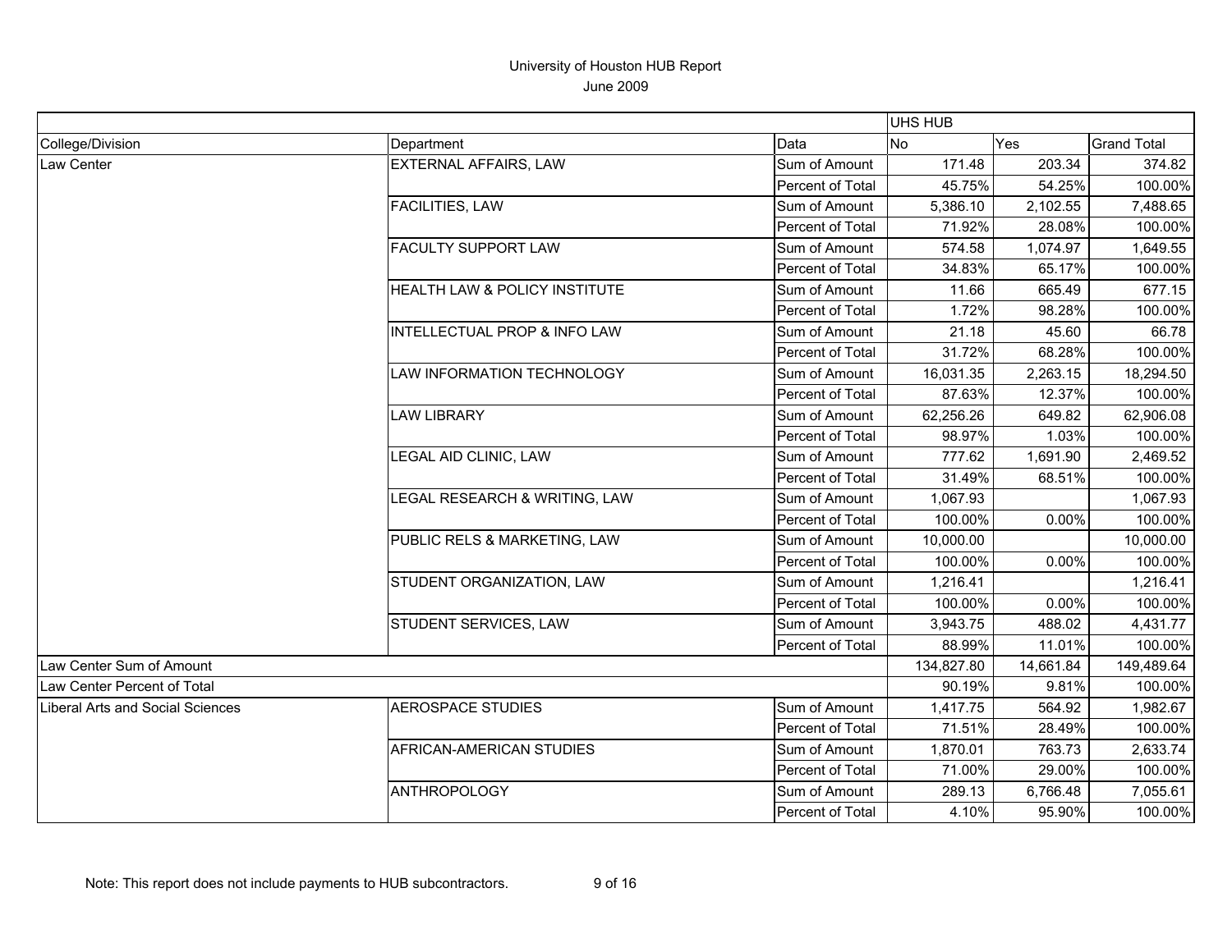# University of Houston HUB Report

June 2009

| | | | UHS HUB | | |
|---|---|---|---|---|---|
| College/Division | Department | Data | No | Yes | Grand Total |
| Law Center | EXTERNAL AFFAIRS, LAW | Sum of Amount | 171.48 | 203.34 | 374.82 |
| | | Percent of Total | 45.75% | 54.25% | 100.00% |
| | FACILITIES, LAW | Sum of Amount | 5,386.10 | 2,102.55 | 7,488.65 |
| | | Percent of Total | 71.92% | 28.08% | 100.00% |
| | FACULTY SUPPORT LAW | Sum of Amount | 574.58 | 1,074.97 | 1,649.55 |
| | | Percent of Total | 34.83% | 65.17% | 100.00% |
| | HEALTH LAW & POLICY INSTITUTE | Sum of Amount | 11.66 | 665.49 | 677.15 |
| | | Percent of Total | 1.72% | 98.28% | 100.00% |
| | INTELLECTUAL PROP & INFO LAW | Sum of Amount | 21.18 | 45.60 | 66.78 |
| | | Percent of Total | 31.72% | 68.28% | 100.00% |
| | LAW INFORMATION TECHNOLOGY | Sum of Amount | 16,031.35 | 2,263.15 | 18,294.50 |
| | | Percent of Total | 87.63% | 12.37% | 100.00% |
| | LAW LIBRARY | Sum of Amount | 62,256.26 | 649.82 | 62,906.08 |
| | | Percent of Total | 98.97% | 1.03% | 100.00% |
| | LEGAL AID CLINIC, LAW | Sum of Amount | 777.62 | 1,691.90 | 2,469.52 |
| | | Percent of Total | 31.49% | 68.51% | 100.00% |
| | LEGAL RESEARCH & WRITING, LAW | Sum of Amount | 1,067.93 | | 1,067.93 |
| | | Percent of Total | 100.00% | 0.00% | 100.00% |
| | PUBLIC RELS & MARKETING, LAW | Sum of Amount | 10,000.00 | | 10,000.00 |
| | | Percent of Total | 100.00% | 0.00% | 100.00% |
| | STUDENT ORGANIZATION, LAW | Sum of Amount | 1,216.41 | | 1,216.41 |
| | | Percent of Total | 100.00% | 0.00% | 100.00% |
| | STUDENT SERVICES, LAW | Sum of Amount | 3,943.75 | 488.02 | 4,431.77 |
| | | Percent of Total | 88.99% | 11.01% | 100.00% |
| Law Center Sum of Amount | | | 134,827.80 | 14,661.84 | 149,489.64 |
| Law Center Percent of Total | | | 90.19% | 9.81% | 100.00% |
| Liberal Arts and Social Sciences | AEROSPACE STUDIES | Sum of Amount | 1,417.75 | 564.92 | 1,982.67 |
| | | Percent of Total | 71.51% | 28.49% | 100.00% |
| | AFRICAN-AMERICAN STUDIES | Sum of Amount | 1,870.01 | 763.73 | 2,633.74 |
| | | Percent of Total | 71.00% | 29.00% | 100.00% |
| | ANTHROPOLOGY | Sum of Amount | 289.13 | 6,766.48 | 7,055.61 |
| | | Percent of Total | 4.10% | 95.90% | 100.00% |

Note: This report does not include payments to HUB subcontractors.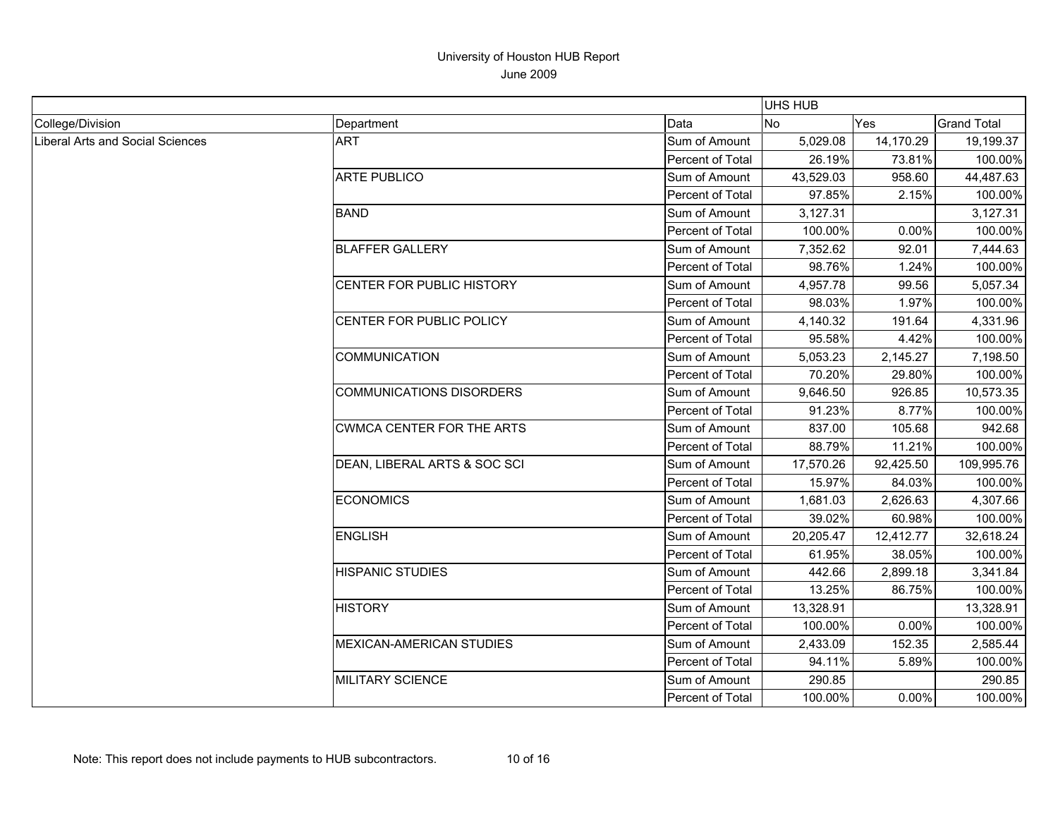# University of Houston HUB Report

June 2009

| | | | UHS HUB | | |
|---|---|---|---|---|---|
| College/Division | Department | Data | No | Yes | Grand Total |
| Liberal Arts and Social Sciences | ART | Sum of Amount | 5,029.08 | 14,170.29 | 19,199.37 |
| | | Percent of Total | 26.19% | 73.81% | 100.00% |
| | ARTE PUBLICO | Sum of Amount | 43,529.03 | 958.60 | 44,487.63 |
| | | Percent of Total | 97.85% | 2.15% | 100.00% |
| | BAND | Sum of Amount | 3,127.31 | | 3,127.31 |
| | | Percent of Total | 100.00% | 0.00% | 100.00% |
| | BLAFFER GALLERY | Sum of Amount | 7,352.62 | 92.01 | 7,444.63 |
| | | Percent of Total | 98.76% | 1.24% | 100.00% |
| | CENTER FOR PUBLIC HISTORY | Sum of Amount | 4,957.78 | 99.56 | 5,057.34 |
| | | Percent of Total | 98.03% | 1.97% | 100.00% |
| | CENTER FOR PUBLIC POLICY | Sum of Amount | 4,140.32 | 191.64 | 4,331.96 |
| | | Percent of Total | 95.58% | 4.42% | 100.00% |
| | COMMUNICATION | Sum of Amount | 5,053.23 | 2,145.27 | 7,198.50 |
| | | Percent of Total | 70.20% | 29.80% | 100.00% |
| | COMMUNICATIONS DISORDERS | Sum of Amount | 9,646.50 | 926.85 | 10,573.35 |
| | | Percent of Total | 91.23% | 8.77% | 100.00% |
| | CWMCA CENTER FOR THE ARTS | Sum of Amount | 837.00 | 105.68 | 942.68 |
| | | Percent of Total | 88.79% | 11.21% | 100.00% |
| | DEAN, LIBERAL ARTS & SOC SCI | Sum of Amount | 17,570.26 | 92,425.50 | 109,995.76 |
| | | Percent of Total | 15.97% | 84.03% | 100.00% |
| | ECONOMICS | Sum of Amount | 1,681.03 | 2,626.63 | 4,307.66 |
| | | Percent of Total | 39.02% | 60.98% | 100.00% |
| | ENGLISH | Sum of Amount | 20,205.47 | 12,412.77 | 32,618.24 |
| | | Percent of Total | 61.95% | 38.05% | 100.00% |
| | HISPANIC STUDIES | Sum of Amount | 442.66 | 2,899.18 | 3,341.84 |
| | | Percent of Total | 13.25% | 86.75% | 100.00% |
| | HISTORY | Sum of Amount | 13,328.91 | | 13,328.91 |
| | | Percent of Total | 100.00% | 0.00% | 100.00% |
| | MEXICAN-AMERICAN STUDIES | Sum of Amount | 2,433.09 | 152.35 | 2,585.44 |
| | | Percent of Total | 94.11% | 5.89% | 100.00% |
| | MILITARY SCIENCE | Sum of Amount | 290.85 | | 290.85 |
| | | Percent of Total | 100.00% | 0.00% | 100.00% |

Note: This report does not include payments to HUB subcontractors.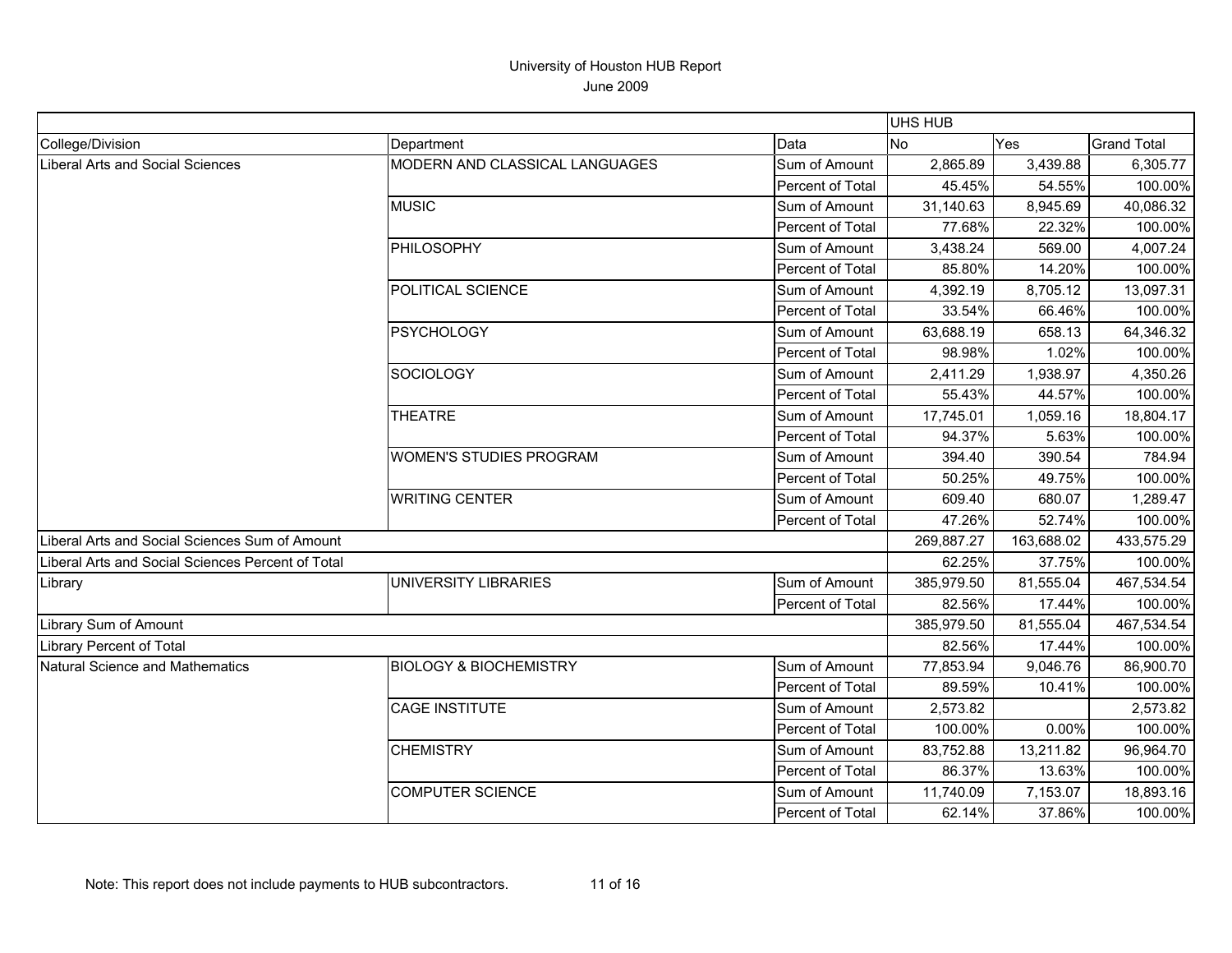# University of Houston HUB Report

June 2009

| | | | UHS HUB | | |
|---|---|---|---|---|---|
| College/Division | Department | Data | No | Yes | Grand Total |
| Liberal Arts and Social Sciences | MODERN AND CLASSICAL LANGUAGES | Sum of Amount | 2,865.89 | 3,439.88 | 6,305.77 |
| | | Percent of Total | 45.45% | 54.55% | 100.00% |
| | MUSIC | Sum of Amount | 31,140.63 | 8,945.69 | 40,086.32 |
| | | Percent of Total | 77.68% | 22.32% | 100.00% |
| | PHILOSOPHY | Sum of Amount | 3,438.24 | 569.00 | 4,007.24 |
| | | Percent of Total | 85.80% | 14.20% | 100.00% |
| | POLITICAL SCIENCE | Sum of Amount | 4,392.19 | 8,705.12 | 13,097.31 |
| | | Percent of Total | 33.54% | 66.46% | 100.00% |
| | PSYCHOLOGY | Sum of Amount | 63,688.19 | 658.13 | 64,346.32 |
| | | Percent of Total | 98.98% | 1.02% | 100.00% |
| | SOCIOLOGY | Sum of Amount | 2,411.29 | 1,938.97 | 4,350.26 |
| | | Percent of Total | 55.43% | 44.57% | 100.00% |
| | THEATRE | Sum of Amount | 17,745.01 | 1,059.16 | 18,804.17 |
| | | Percent of Total | 94.37% | 5.63% | 100.00% |
| | WOMEN'S STUDIES PROGRAM | Sum of Amount | 394.40 | 390.54 | 784.94 |
| | | Percent of Total | 50.25% | 49.75% | 100.00% |
| | WRITING CENTER | Sum of Amount | 609.40 | 680.07 | 1,289.47 |
| | | Percent of Total | 47.26% | 52.74% | 100.00% |
| Liberal Arts and Social Sciences Sum of Amount | | | 269,887.27 | 163,688.02 | 433,575.29 |
| Liberal Arts and Social Sciences Percent of Total | | | 62.25% | 37.75% | 100.00% |
| Library | UNIVERSITY LIBRARIES | Sum of Amount | 385,979.50 | 81,555.04 | 467,534.54 |
| | | Percent of Total | 82.56% | 17.44% | 100.00% |
| Library Sum of Amount | | | 385,979.50 | 81,555.04 | 467,534.54 |
| Library Percent of Total | | | 82.56% | 17.44% | 100.00% |
| Natural Science and Mathematics | BIOLOGY & BIOCHEMISTRY | Sum of Amount | 77,853.94 | 9,046.76 | 86,900.70 |
| | | Percent of Total | 89.59% | 10.41% | 100.00% |
| | CAGE INSTITUTE | Sum of Amount | 2,573.82 | | 2,573.82 |
| | | Percent of Total | 100.00% | 0.00% | 100.00% |
| | CHEMISTRY | Sum of Amount | 83,752.88 | 13,211.82 | 96,964.70 |
| | | Percent of Total | 86.37% | 13.63% | 100.00% |
| | COMPUTER SCIENCE | Sum of Amount | 11,740.09 | 7,153.07 | 18,893.16 |
| | | Percent of Total | 62.14% | 37.86% | 100.00% |

Note: This report does not include payments to HUB subcontractors.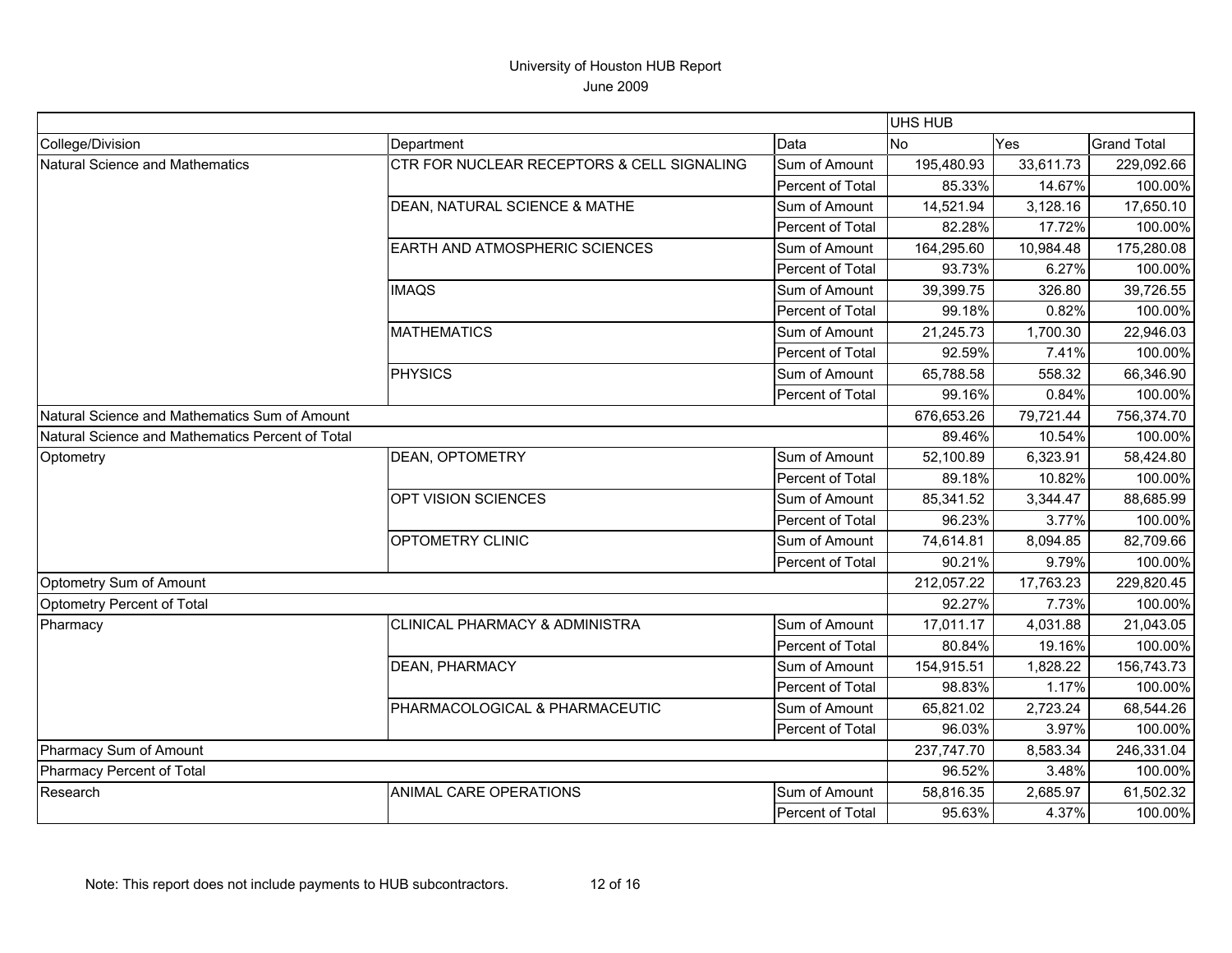University of Houston HUB Report
June 2009

| | | | UHS HUB | | |
|---|---|---|---|---|---|
| College/Division | Department | Data | No | Yes | Grand Total |
| Natural Science and Mathematics | CTR FOR NUCLEAR RECEPTORS & CELL SIGNALING | Sum of Amount | 195,480.93 | 33,611.73 | 229,092.66 |
| | | Percent of Total | 85.33% | 14.67% | 100.00% |
| | DEAN, NATURAL SCIENCE & MATHE | Sum of Amount | 14,521.94 | 3,128.16 | 17,650.10 |
| | | Percent of Total | 82.28% | 17.72% | 100.00% |
| | EARTH AND ATMOSPHERIC SCIENCES | Sum of Amount | 164,295.60 | 10,984.48 | 175,280.08 |
| | | Percent of Total | 93.73% | 6.27% | 100.00% |
| | IMAQS | Sum of Amount | 39,399.75 | 326.80 | 39,726.55 |
| | | Percent of Total | 99.18% | 0.82% | 100.00% |
| | MATHEMATICS | Sum of Amount | 21,245.73 | 1,700.30 | 22,946.03 |
| | | Percent of Total | 92.59% | 7.41% | 100.00% |
| | PHYSICS | Sum of Amount | 65,788.58 | 558.32 | 66,346.90 |
| | | Percent of Total | 99.16% | 0.84% | 100.00% |
| Natural Science and Mathematics Sum of Amount | | | 676,653.26 | 79,721.44 | 756,374.70 |
| Natural Science and Mathematics Percent of Total | | | 89.46% | 10.54% | 100.00% |
| Optometry | DEAN, OPTOMETRY | Sum of Amount | 52,100.89 | 6,323.91 | 58,424.80 |
| | | Percent of Total | 89.18% | 10.82% | 100.00% |
| | OPT VISION SCIENCES | Sum of Amount | 85,341.52 | 3,344.47 | 88,685.99 |
| | | Percent of Total | 96.23% | 3.77% | 100.00% |
| | OPTOMETRY CLINIC | Sum of Amount | 74,614.81 | 8,094.85 | 82,709.66 |
| | | Percent of Total | 90.21% | 9.79% | 100.00% |
| Optometry Sum of Amount | | | 212,057.22 | 17,763.23 | 229,820.45 |
| Optometry Percent of Total | | | 92.27% | 7.73% | 100.00% |
| Pharmacy | CLINICAL PHARMACY & ADMINISTRA | Sum of Amount | 17,011.17 | 4,031.88 | 21,043.05 |
| | | Percent of Total | 80.84% | 19.16% | 100.00% |
| | DEAN, PHARMACY | Sum of Amount | 154,915.51 | 1,828.22 | 156,743.73 |
| | | Percent of Total | 98.83% | 1.17% | 100.00% |
| | PHARMACOLOGICAL & PHARMACEUTIC | Sum of Amount | 65,821.02 | 2,723.24 | 68,544.26 |
| | | Percent of Total | 96.03% | 3.97% | 100.00% |
| Pharmacy Sum of Amount | | | 237,747.70 | 8,583.34 | 246,331.04 |
| Pharmacy Percent of Total | | | 96.52% | 3.48% | 100.00% |
| Research | ANIMAL CARE OPERATIONS | Sum of Amount | 58,816.35 | 2,685.97 | 61,502.32 |
| | | Percent of Total | 95.63% | 4.37% | 100.00% |

Note: This report does not include payments to HUB subcontractors.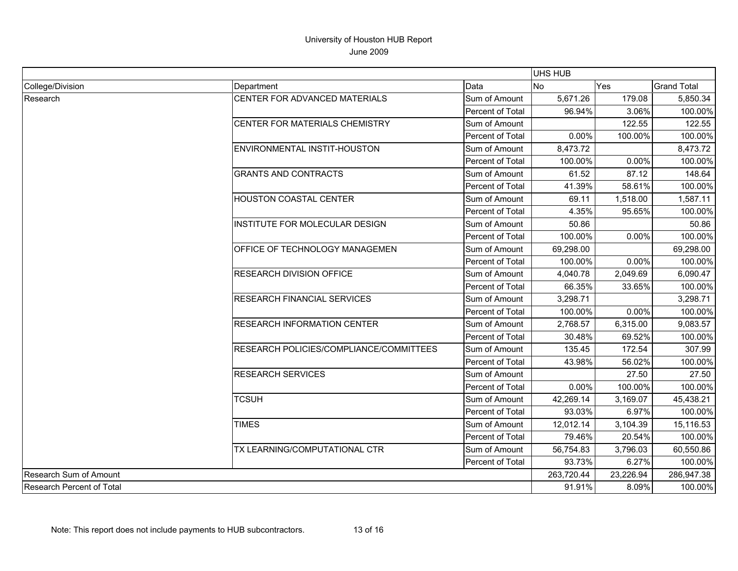University of Houston HUB Report
June 2009

| | | | UHS HUB | | |
|---|---|---|---|---|---|
| College/Division | Department | Data | No | Yes | Grand Total |
| Research | CENTER FOR ADVANCED MATERIALS | Sum of Amount | 5,671.26 | 179.08 | 5,850.34 |
| | | Percent of Total | 96.94% | 3.06% | 100.00% |
| | CENTER FOR MATERIALS CHEMISTRY | Sum of Amount | | 122.55 | 122.55 |
| | | Percent of Total | 0.00% | 100.00% | 100.00% |
| | ENVIRONMENTAL INSTIT-HOUSTON | Sum of Amount | 8,473.72 | | 8,473.72 |
| | | Percent of Total | 100.00% | 0.00% | 100.00% |
| | GRANTS AND CONTRACTS | Sum of Amount | 61.52 | 87.12 | 148.64 |
| | | Percent of Total | 41.39% | 58.61% | 100.00% |
| | HOUSTON COASTAL CENTER | Sum of Amount | 69.11 | 1,518.00 | 1,587.11 |
| | | Percent of Total | 4.35% | 95.65% | 100.00% |
| | INSTITUTE FOR MOLECULAR DESIGN | Sum of Amount | 50.86 | | 50.86 |
| | | Percent of Total | 100.00% | 0.00% | 100.00% |
| | OFFICE OF TECHNOLOGY MANAGEMEN | Sum of Amount | 69,298.00 | | 69,298.00 |
| | | Percent of Total | 100.00% | 0.00% | 100.00% |
| | RESEARCH DIVISION OFFICE | Sum of Amount | 4,040.78 | 2,049.69 | 6,090.47 |
| | | Percent of Total | 66.35% | 33.65% | 100.00% |
| | RESEARCH FINANCIAL SERVICES | Sum of Amount | 3,298.71 | | 3,298.71 |
| | | Percent of Total | 100.00% | 0.00% | 100.00% |
| | RESEARCH INFORMATION CENTER | Sum of Amount | 2,768.57 | 6,315.00 | 9,083.57 |
| | | Percent of Total | 30.48% | 69.52% | 100.00% |
| | RESEARCH POLICIES/COMPLIANCE/COMMITTEES | Sum of Amount | 135.45 | 172.54 | 307.99 |
| | | Percent of Total | 43.98% | 56.02% | 100.00% |
| | RESEARCH SERVICES | Sum of Amount | | 27.50 | 27.50 |
| | | Percent of Total | 0.00% | 100.00% | 100.00% |
| | TCSUH | Sum of Amount | 42,269.14 | 3,169.07 | 45,438.21 |
| | | Percent of Total | 93.03% | 6.97% | 100.00% |
| | TIMES | Sum of Amount | 12,012.14 | 3,104.39 | 15,116.53 |
| | | Percent of Total | 79.46% | 20.54% | 100.00% |
| | TX LEARNING/COMPUTATIONAL CTR | Sum of Amount | 56,754.83 | 3,796.03 | 60,550.86 |
| | | Percent of Total | 93.73% | 6.27% | 100.00% |
| Research Sum of Amount | | | 263,720.44 | 23,226.94 | 286,947.38 |
| Research Percent of Total | | | 91.91% | 8.09% | 100.00% |

Note: This report does not include payments to HUB subcontractors.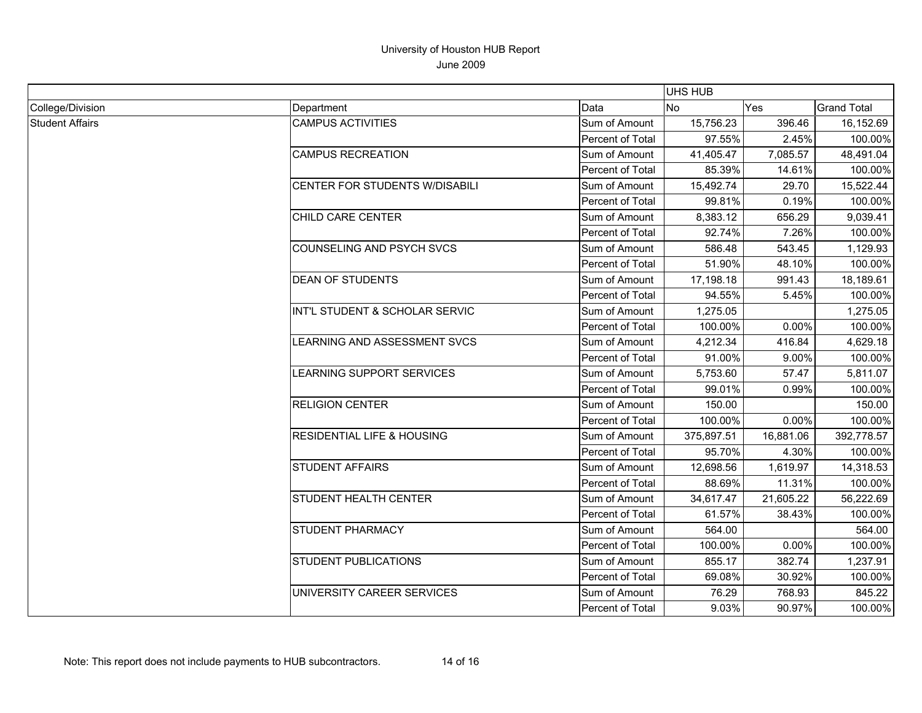# University of Houston HUB Report

June 2009

| | | | UHS HUB | | |
|---|---|---|---|---|---|
| College/Division | Department | Data | No | Yes | Grand Total |
| Student Affairs | CAMPUS ACTIVITIES | Sum of Amount | 15,756.23 | 396.46 | 16,152.69 |
| | | Percent of Total | 97.55% | 2.45% | 100.00% |
| | CAMPUS RECREATION | Sum of Amount | 41,405.47 | 7,085.57 | 48,491.04 |
| | | Percent of Total | 85.39% | 14.61% | 100.00% |
| | CENTER FOR STUDENTS W/DISABILI | Sum of Amount | 15,492.74 | 29.70 | 15,522.44 |
| | | Percent of Total | 99.81% | 0.19% | 100.00% |
| | CHILD CARE CENTER | Sum of Amount | 8,383.12 | 656.29 | 9,039.41 |
| | | Percent of Total | 92.74% | 7.26% | 100.00% |
| | COUNSELING AND PSYCH SVCS | Sum of Amount | 586.48 | 543.45 | 1,129.93 |
| | | Percent of Total | 51.90% | 48.10% | 100.00% |
| | DEAN OF STUDENTS | Sum of Amount | 17,198.18 | 991.43 | 18,189.61 |
| | | Percent of Total | 94.55% | 5.45% | 100.00% |
| | INT'L STUDENT & SCHOLAR SERVIC | Sum of Amount | 1,275.05 | | 1,275.05 |
| | | Percent of Total | 100.00% | 0.00% | 100.00% |
| | LEARNING AND ASSESSMENT SVCS | Sum of Amount | 4,212.34 | 416.84 | 4,629.18 |
| | | Percent of Total | 91.00% | 9.00% | 100.00% |
| | LEARNING SUPPORT SERVICES | Sum of Amount | 5,753.60 | 57.47 | 5,811.07 |
| | | Percent of Total | 99.01% | 0.99% | 100.00% |
| | RELIGION CENTER | Sum of Amount | 150.00 | | 150.00 |
| | | Percent of Total | 100.00% | 0.00% | 100.00% |
| | RESIDENTIAL LIFE & HOUSING | Sum of Amount | 375,897.51 | 16,881.06 | 392,778.57 |
| | | Percent of Total | 95.70% | 4.30% | 100.00% |
| | STUDENT AFFAIRS | Sum of Amount | 12,698.56 | 1,619.97 | 14,318.53 |
| | | Percent of Total | 88.69% | 11.31% | 100.00% |
| | STUDENT HEALTH CENTER | Sum of Amount | 34,617.47 | 21,605.22 | 56,222.69 |
| | | Percent of Total | 61.57% | 38.43% | 100.00% |
| | STUDENT PHARMACY | Sum of Amount | 564.00 | | 564.00 |
| | | Percent of Total | 100.00% | 0.00% | 100.00% |
| | STUDENT PUBLICATIONS | Sum of Amount | 855.17 | 382.74 | 1,237.91 |
| | | Percent of Total | 69.08% | 30.92% | 100.00% |
| | UNIVERSITY CAREER SERVICES | Sum of Amount | 76.29 | 768.93 | 845.22 |
| | | Percent of Total | 9.03% | 90.97% | 100.00% |

Note: This report does not include payments to HUB subcontractors.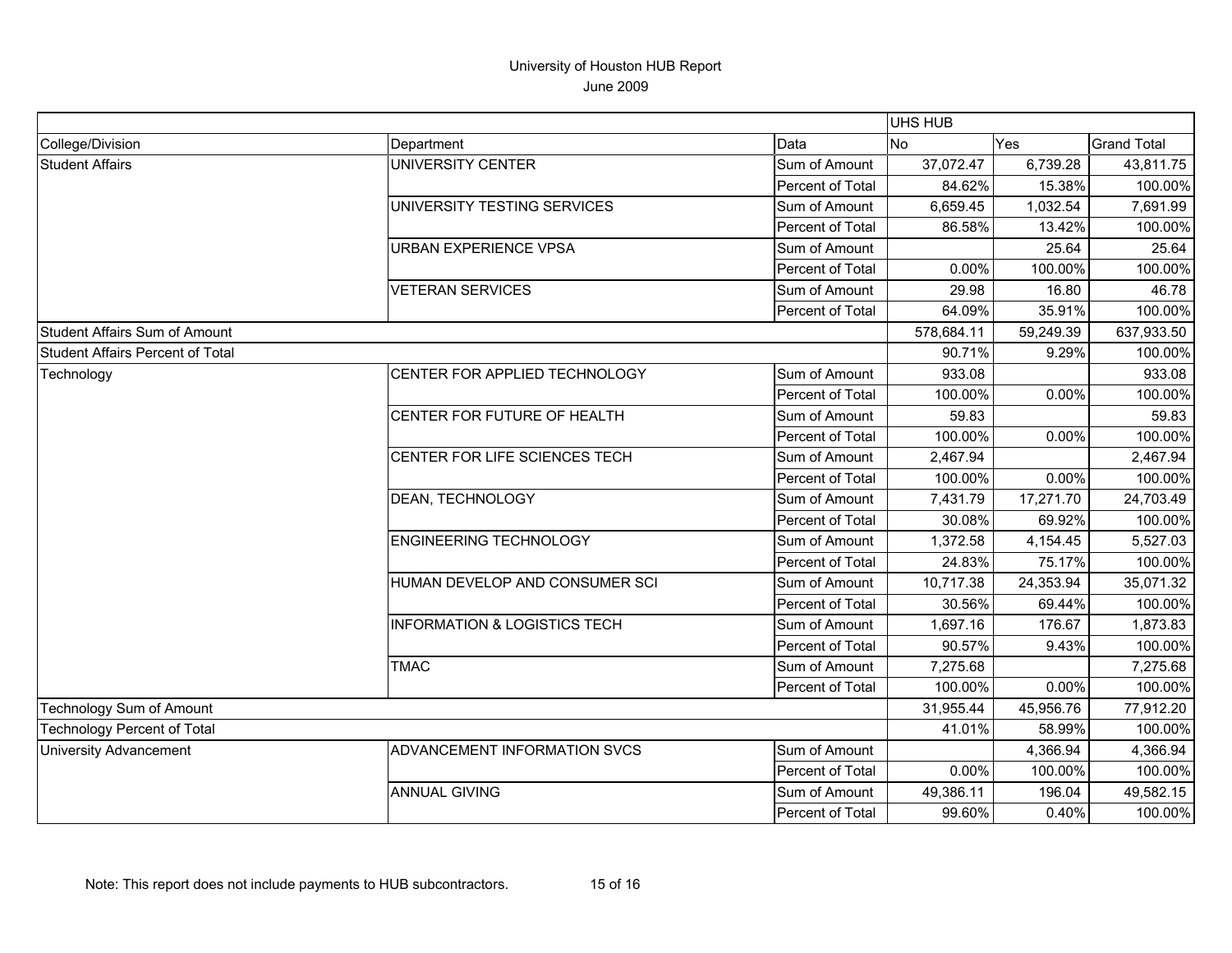# University of Houston HUB Report
June 2009

| | | | UHS HUB | | |
|---|---|---|---|---|---|
| College/Division | Department | Data | No | Yes | Grand Total |
| Student Affairs | UNIVERSITY CENTER | Sum of Amount | 37,072.47 | 6,739.28 | 43,811.75 |
| | | Percent of Total | 84.62% | 15.38% | 100.00% |
| | UNIVERSITY TESTING SERVICES | Sum of Amount | 6,659.45 | 1,032.54 | 7,691.99 |
| | | Percent of Total | 86.58% | 13.42% | 100.00% |
| | URBAN EXPERIENCE VPSA | Sum of Amount | | 25.64 | 25.64 |
| | | Percent of Total | 0.00% | 100.00% | 100.00% |
| | VETERAN SERVICES | Sum of Amount | 29.98 | 16.80 | 46.78 |
| | | Percent of Total | 64.09% | 35.91% | 100.00% |
| Student Affairs Sum of Amount | | | 578,684.11 | 59,249.39 | 637,933.50 |
| Student Affairs Percent of Total | | | 90.71% | 9.29% | 100.00% |
| Technology | CENTER FOR APPLIED TECHNOLOGY | Sum of Amount | 933.08 | | 933.08 |
| | | Percent of Total | 100.00% | 0.00% | 100.00% |
| | CENTER FOR FUTURE OF HEALTH | Sum of Amount | 59.83 | | 59.83 |
| | | Percent of Total | 100.00% | 0.00% | 100.00% |
| | CENTER FOR LIFE SCIENCES TECH | Sum of Amount | 2,467.94 | | 2,467.94 |
| | | Percent of Total | 100.00% | 0.00% | 100.00% |
| | DEAN, TECHNOLOGY | Sum of Amount | 7,431.79 | 17,271.70 | 24,703.49 |
| | | Percent of Total | 30.08% | 69.92% | 100.00% |
| | ENGINEERING TECHNOLOGY | Sum of Amount | 1,372.58 | 4,154.45 | 5,527.03 |
| | | Percent of Total | 24.83% | 75.17% | 100.00% |
| | HUMAN DEVELOP AND CONSUMER SCI | Sum of Amount | 10,717.38 | 24,353.94 | 35,071.32 |
| | | Percent of Total | 30.56% | 69.44% | 100.00% |
| | INFORMATION & LOGISTICS TECH | Sum of Amount | 1,697.16 | 176.67 | 1,873.83 |
| | | Percent of Total | 90.57% | 9.43% | 100.00% |
| | TMAC | Sum of Amount | 7,275.68 | | 7,275.68 |
| | | Percent of Total | 100.00% | 0.00% | 100.00% |
| Technology Sum of Amount | | | 31,955.44 | 45,956.76 | 77,912.20 |
| Technology Percent of Total | | | 41.01% | 58.99% | 100.00% |
| University Advancement | ADVANCEMENT INFORMATION SVCS | Sum of Amount | | 4,366.94 | 4,366.94 |
| | | Percent of Total | 0.00% | 100.00% | 100.00% |
| | ANNUAL GIVING | Sum of Amount | 49,386.11 | 196.04 | 49,582.15 |
| | | Percent of Total | 99.60% | 0.40% | 100.00% |

Note: This report does not include payments to HUB subcontractors.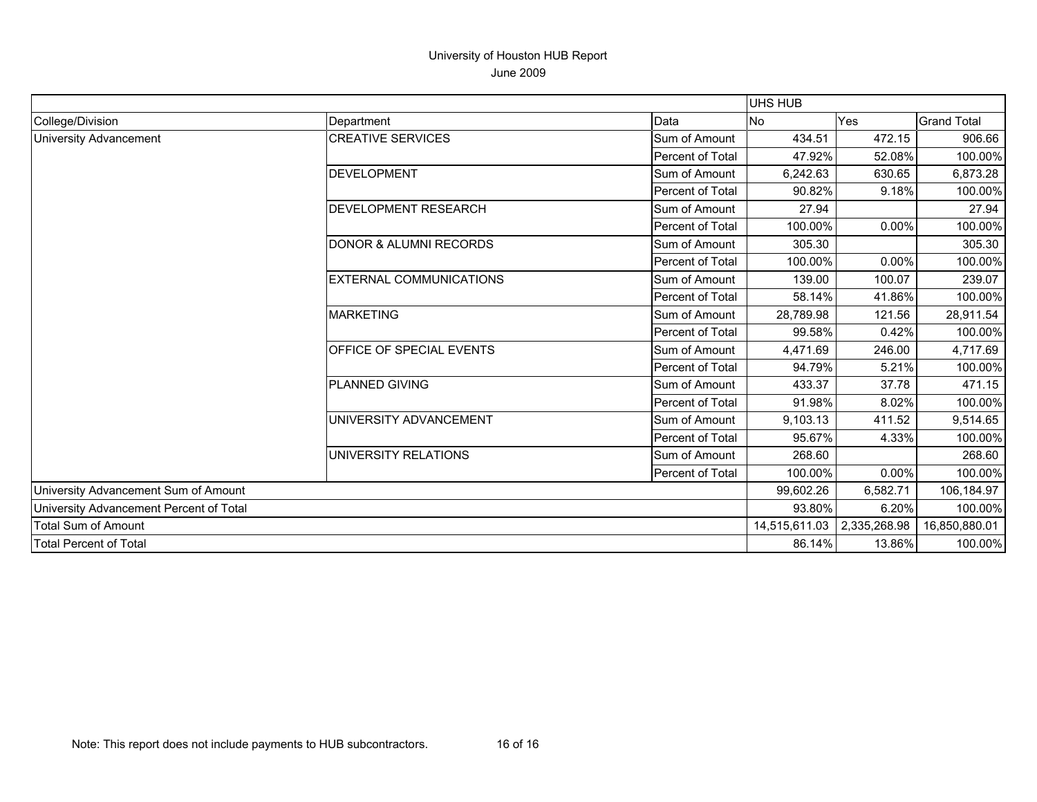# University of Houston HUB Report
June 2009

| | | | UHS HUB | | |
|---|---|---|---|---|---|
| College/Division | Department | Data | No | Yes | Grand Total |
| University Advancement | CREATIVE SERVICES | Sum of Amount | 434.51 | 472.15 | 906.66 |
| | | Percent of Total | 47.92% | 52.08% | 100.00% |
| | DEVELOPMENT | Sum of Amount | 6,242.63 | 630.65 | 6,873.28 |
| | | Percent of Total | 90.82% | 9.18% | 100.00% |
| | DEVELOPMENT RESEARCH | Sum of Amount | 27.94 | | 27.94 |
| | | Percent of Total | 100.00% | 0.00% | 100.00% |
| | DONOR & ALUMNI RECORDS | Sum of Amount | 305.30 | | 305.30 |
| | | Percent of Total | 100.00% | 0.00% | 100.00% |
| | EXTERNAL COMMUNICATIONS | Sum of Amount | 139.00 | 100.07 | 239.07 |
| | | Percent of Total | 58.14% | 41.86% | 100.00% |
| | MARKETING | Sum of Amount | 28,789.98 | 121.56 | 28,911.54 |
| | | Percent of Total | 99.58% | 0.42% | 100.00% |
| | OFFICE OF SPECIAL EVENTS | Sum of Amount | 4,471.69 | 246.00 | 4,717.69 |
| | | Percent of Total | 94.79% | 5.21% | 100.00% |
| | PLANNED GIVING | Sum of Amount | 433.37 | 37.78 | 471.15 |
| | | Percent of Total | 91.98% | 8.02% | 100.00% |
| | UNIVERSITY ADVANCEMENT | Sum of Amount | 9,103.13 | 411.52 | 9,514.65 |
| | | Percent of Total | 95.67% | 4.33% | 100.00% |
| | UNIVERSITY RELATIONS | Sum of Amount | 268.60 | | 268.60 |
| | | Percent of Total | 100.00% | 0.00% | 100.00% |
| University Advancement Sum of Amount | | | 99,602.26 | 6,582.71 | 106,184.97 |
| University Advancement Percent of Total | | | 93.80% | 6.20% | 100.00% |
| Total Sum of Amount | | | 14,515,611.03 | 2,335,268.98 | 16,850,880.01 |
| Total Percent of Total | | | 86.14% | 13.86% | 100.00% |

Note: This report does not include payments to HUB subcontractors.